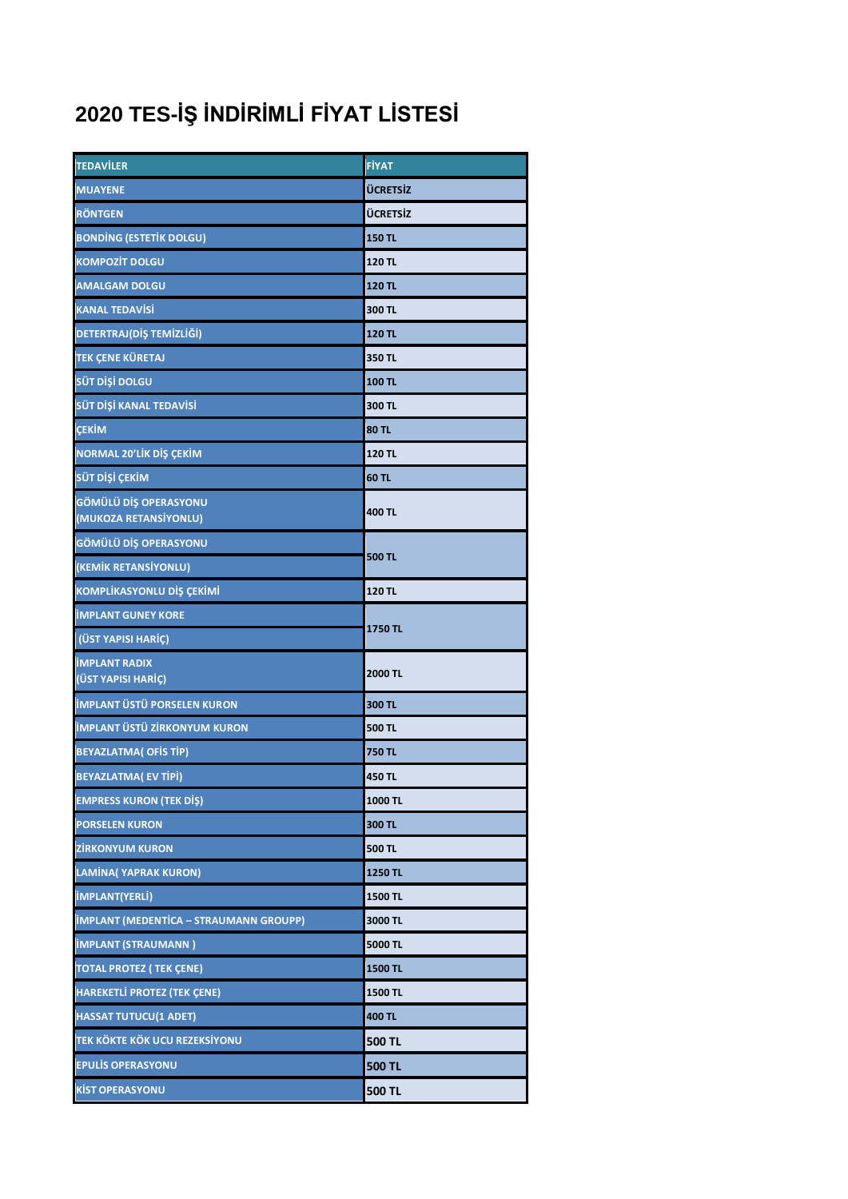# 2020 TES-İŞ İNDİRİMLİ FİYAT LİSTESİ

| TEDAVİLER | FİYAT |
|---|---|
| MUAYENE | ÜCRETSİZ |
| RÖNTGEN | ÜCRETSİZ |
| BONDİNG (ESTETİK DOLGU) | 150 TL |
| KOMPOZİT DOLGU | 120 TL |
| AMALGAM DOLGU | 120 TL |
| KANAL TEDAVİSİ | 300 TL |
| DETERTRAJ(DİŞ TEMİZLİĞİ) | 120 TL |
| TEK ÇENE KÜRETAJ | 350 TL |
| SÜT DİŞİ DOLGU | 100 TL |
| SÜT DİŞİ KANAL TEDAVİSİ | 300 TL |
| ÇEKİM | 80 TL |
| NORMAL 20'LİK DİŞ ÇEKİM | 120 TL |
| SÜT DİŞİ ÇEKİM | 60 TL |
| GÖMÜLÜ DİŞ OPERASYONU (MUKOZA RETANSİYONLU) | 400 TL |
| GÖMÜLÜ DİŞ OPERASYONU (KEMİK RETANSİYONLU) | 500 TL |
| KOMPLİKASYONLU DİŞ ÇEKİMİ | 120 TL |
| İMPLANT GUNEY KORE (ÜST YAPISI HARİÇ) | 1750 TL |
| İMPLANT RADIX (ÜST YAPISI HARİÇ) | 2000 TL |
| İMPLANT ÜSTÜ PORSELEN KURON | 300 TL |
| İMPLANT ÜSTÜ ZİRKONYUM KURON | 500 TL |
| BEYAZLATMA( OFİS TİP) | 750 TL |
| BEYAZLATMA( EV TİPİ) | 450 TL |
| EMPRESS KURON (TEK DİŞ) | 1000 TL |
| PORSELEN KURON | 300 TL |
| ZİRKONYUM KURON | 500 TL |
| LAMİNA( YAPRAK KURON) | 1250 TL |
| İMPLANT(YERLİ) | 1500 TL |
| İMPLANT (MEDENTİCA – STRAUMANN GROUPP) | 3000 TL |
| İMPLANT (STRAUMANN ) | 5000 TL |
| TOTAL PROTEZ ( TEK ÇENE) | 1500 TL |
| HAREKETLİ PROTEZ (TEK ÇENE) | 1500 TL |
| HASSAT TUTUCU(1 ADET) | 400 TL |
| TEK KÖKTE KÖK UCU REZEKSİYONU | 500 TL |
| EPULİS OPERASYONU | 500 TL |
| KİST OPERASYONU | 500 TL |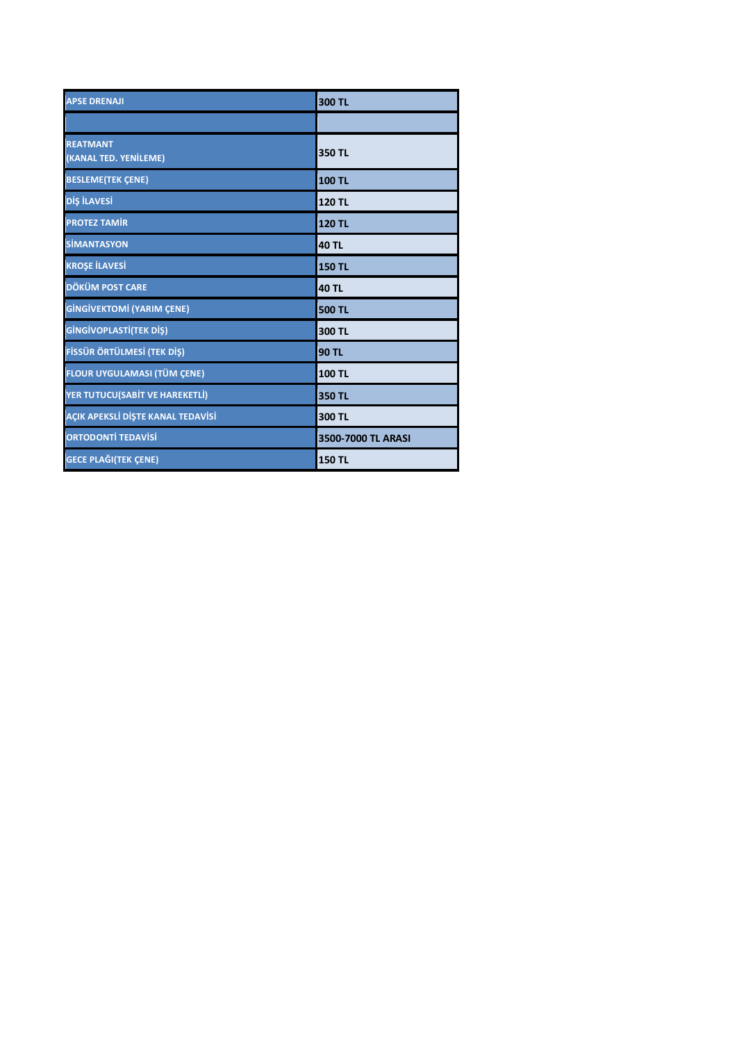| | |
|---|---|
| APSE DRENAJI | 300 TL |
| | |
| REATMANT (KANAL TED. YENİLEME) | 350 TL |
| BESLEME(TEK ÇENE) | 100 TL |
| DİŞ İLAVESİ | 120 TL |
| PROTEZ TAMİR | 120 TL |
| SİMANTASYON | 40 TL |
| KROŞE İLAVESİ | 150 TL |
| DÖKÜM POST CARE | 40 TL |
| GİNGİVEKTOMİ (YARIM ÇENE) | 500 TL |
| GİNGİVOPLASTİ(TEK DİŞ) | 300 TL |
| FİSSÜR ÖRTÜLMESİ (TEK DİŞ) | 90 TL |
| FLOUR UYGULAMASI (TÜM ÇENE) | 100 TL |
| YER TUTUCU(SABİT VE HAREKETLİ) | 350 TL |
| AÇIK APEKSLİ DİŞTE KANAL TEDAVİSİ | 300 TL |
| ORTODONTİ TEDAVİSİ | 3500-7000 TL ARASI |
| GECE PLAĞI(TEK ÇENE) | 150 TL |